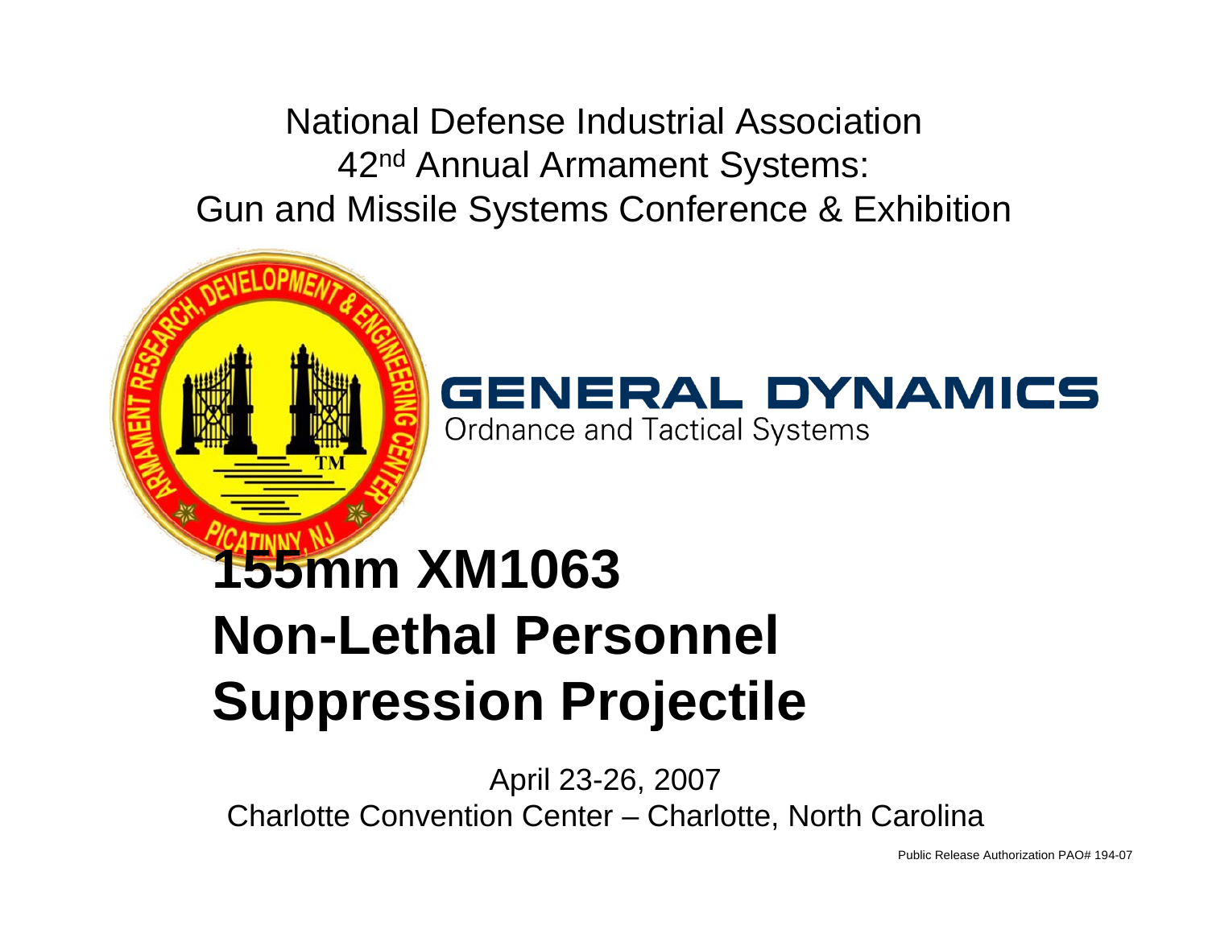National Defense Industrial Association
42nd Annual Armament Systems:
Gun and Missile Systems Conference & Exhibition

GENERAL DYNAMICS
Ordnance and Tactical Systems

# 155mm XM1063 Non-Lethal Personnel Suppression Projectile

April 23-26, 2007
Charlotte Convention Center – Charlotte, North Carolina

Public Release Authorization PAO# 194-07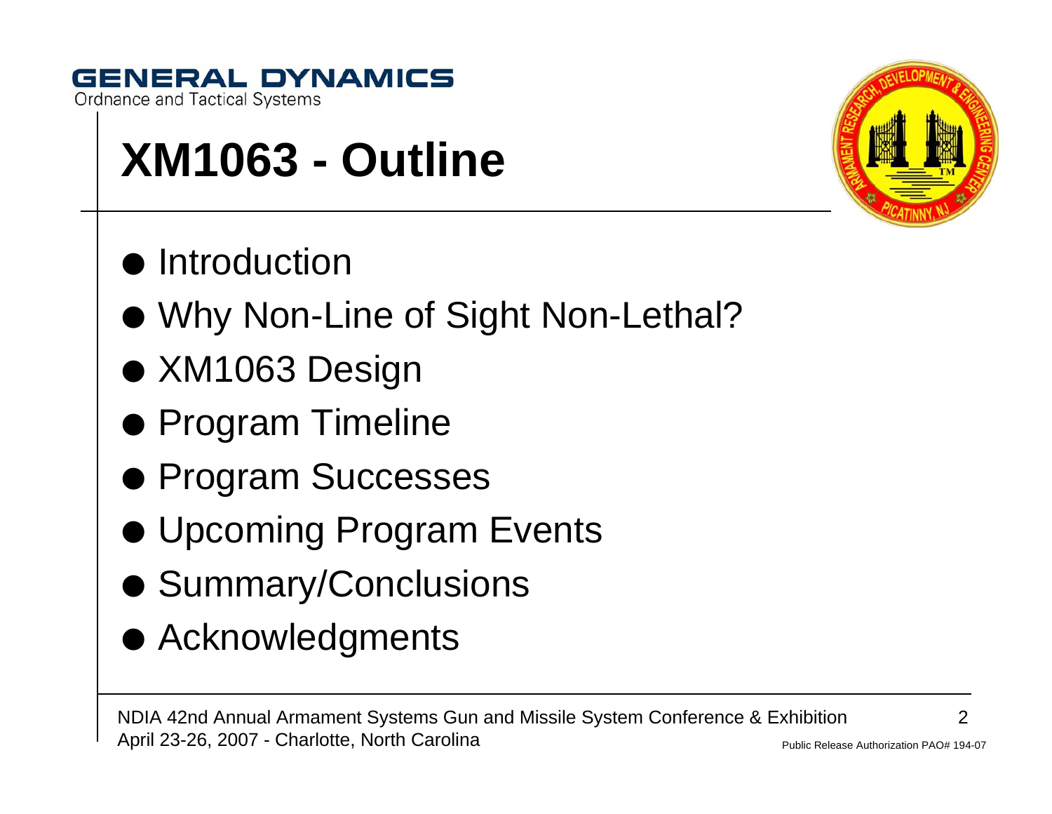# XM1063 - Outline

- Introduction
- Why Non-Line of Sight Non-Lethal?
- XM1063 Design
- Program Timeline
- Program Successes
- Upcoming Program Events
- Summary/Conclusions
- Acknowledgments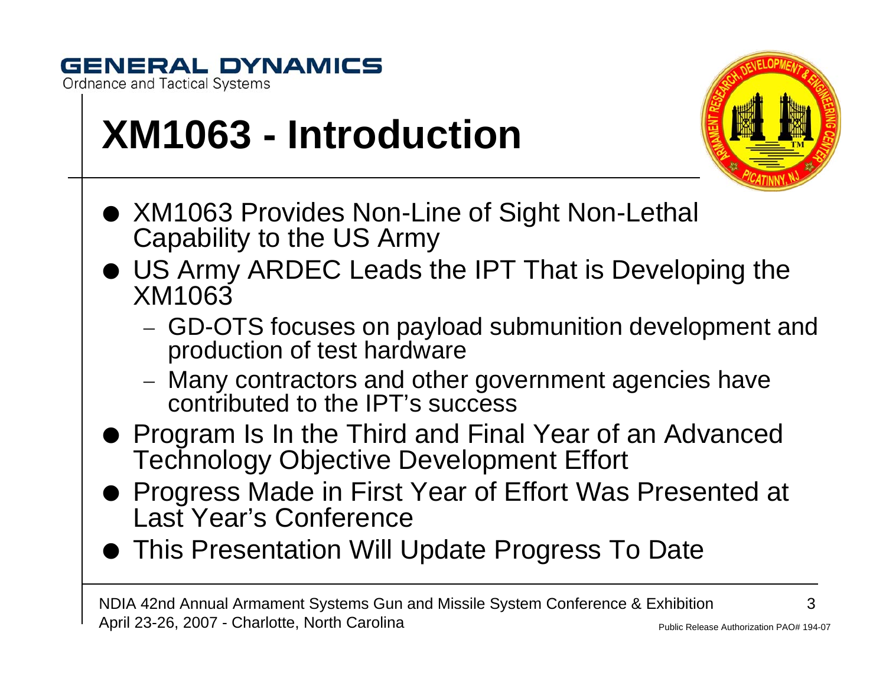# XM1063 - Introduction

- XM1063 Provides Non-Line of Sight Non-Lethal Capability to the US Army
- US Army ARDEC Leads the IPT That is Developing the XM1063
  - GD-OTS focuses on payload submunition development and production of test hardware
  - Many contractors and other government agencies have contributed to the IPT's success
- Program Is In the Third and Final Year of an Advanced Technology Objective Development Effort
- Progress Made in First Year of Effort Was Presented at Last Year's Conference
- This Presentation Will Update Progress To Date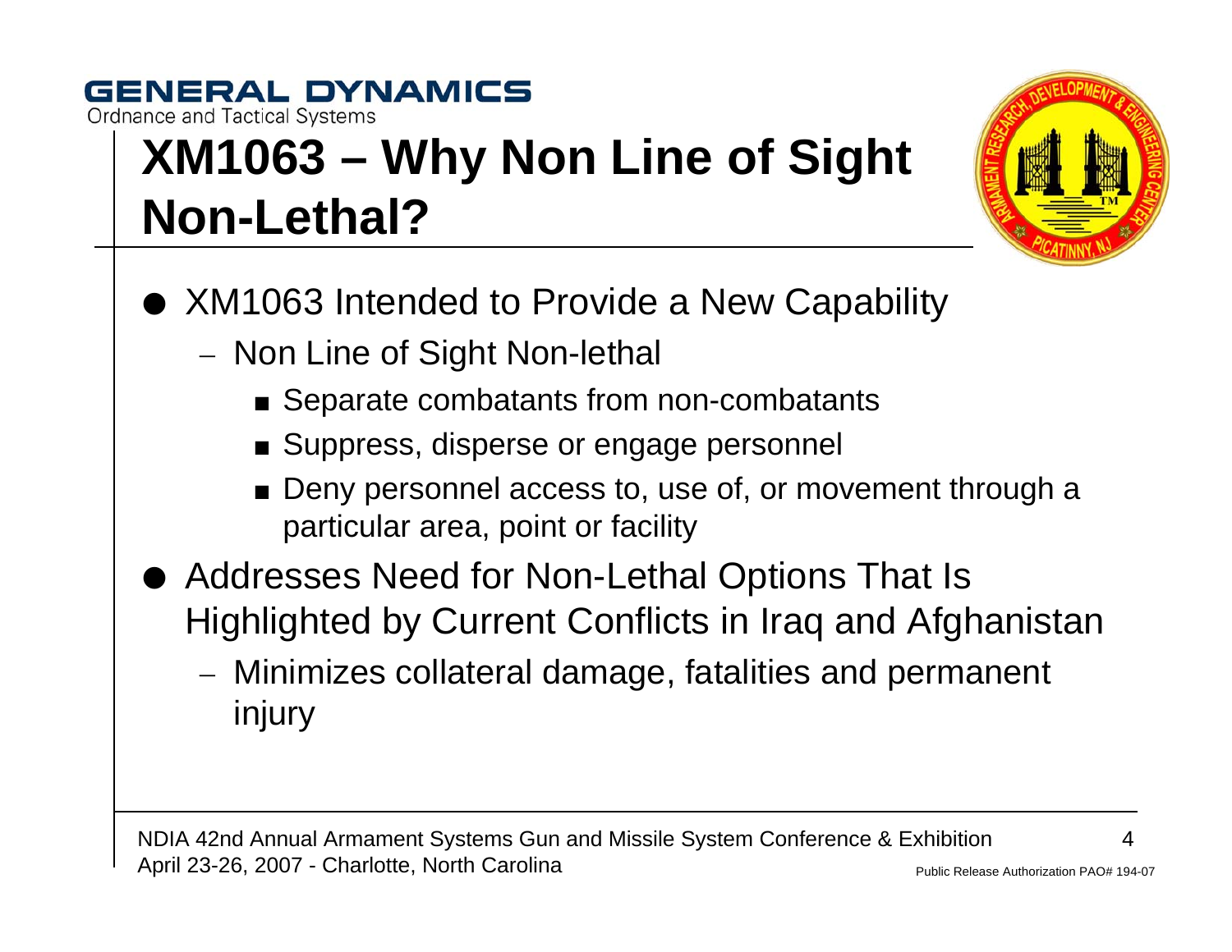# XM1063 – Why Non Line of Sight Non-Lethal?

- XM1063 Intended to Provide a New Capability
  - Non Line of Sight Non-lethal
    - Separate combatants from non-combatants
    - Suppress, disperse or engage personnel
    - Deny personnel access to, use of, or movement through a particular area, point or facility
- Addresses Need for Non-Lethal Options That Is Highlighted by Current Conflicts in Iraq and Afghanistan
  - Minimizes collateral damage, fatalities and permanent injury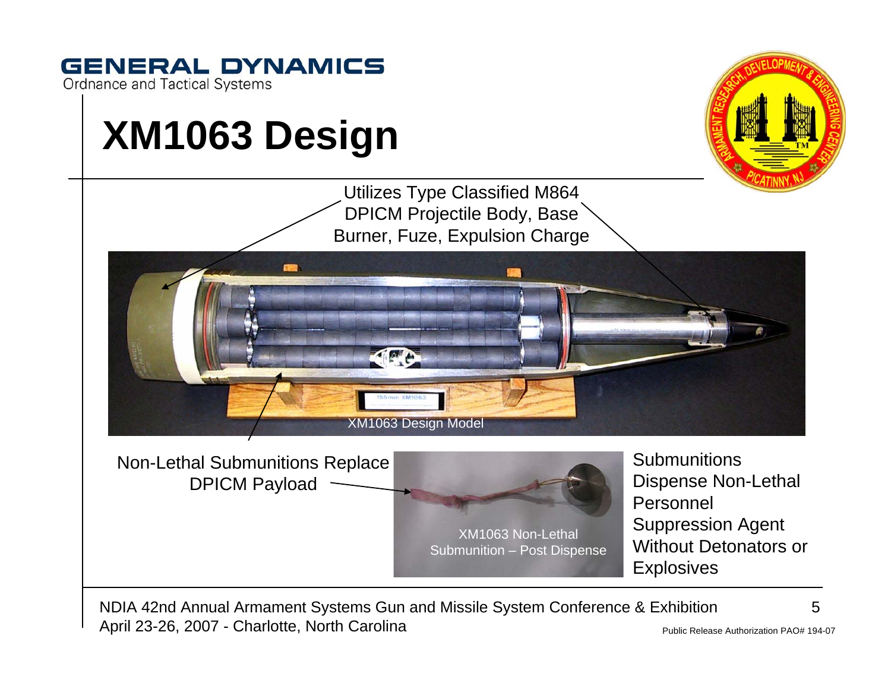# XM1063 Design

Utilizes Type Classified M864 DPICM Projectile Body, Base Burner, Fuze, Expulsion Charge

XM1063 Design Model

Non-Lethal Submunitions Replace DPICM Payload

XM1063 Non-Lethal Submunition – Post Dispense

Submunitions Dispense Non-Lethal Personnel Suppression Agent Without Detonators or Explosives

Public Release Authorization PAO# 194-07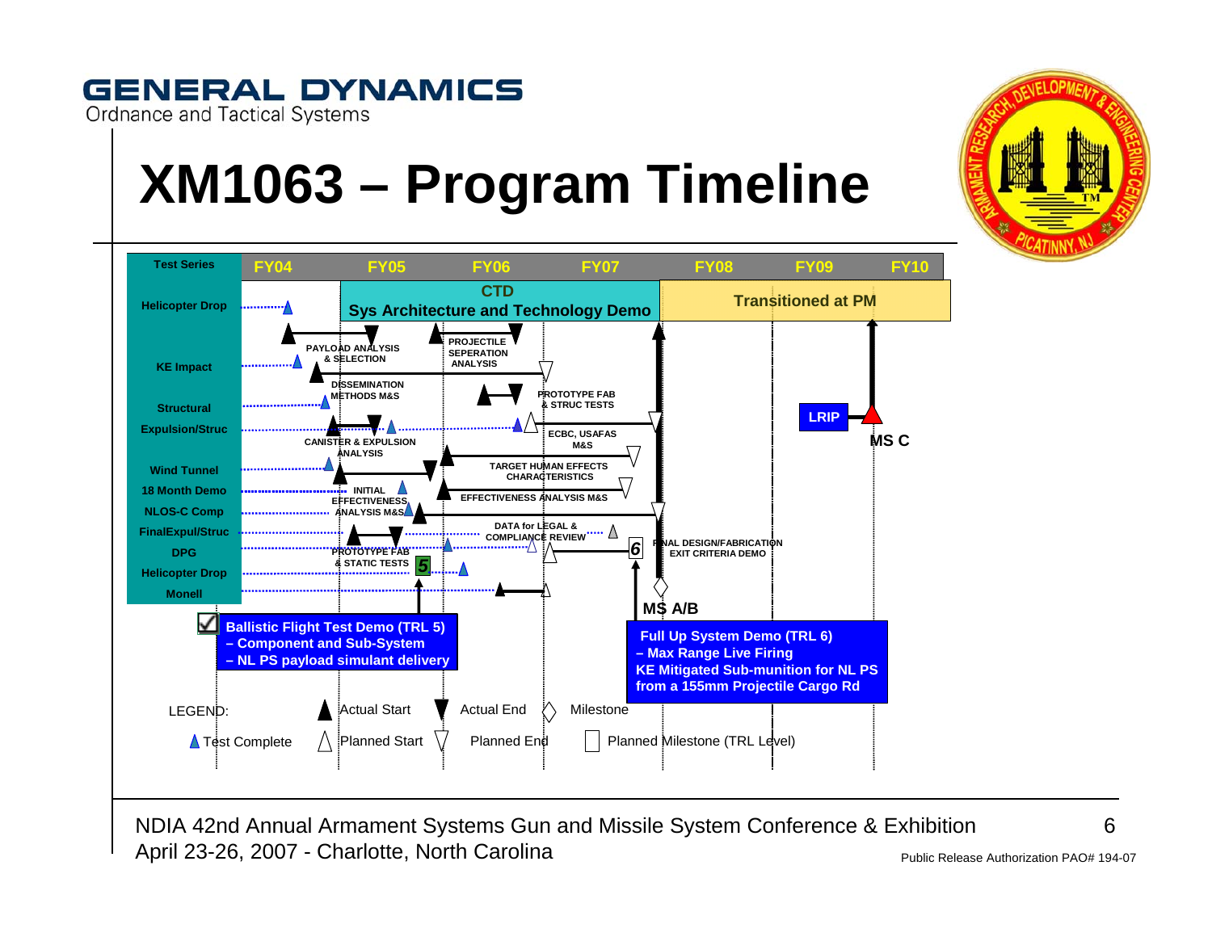GENERAL DYNAMICS
Ordnance and Tactical Systems

# XM1063 – Program Timeline

| Test Series | FY04 | FY05 | FY06 | FY07 | FY08 | FY09 | FY10 |
|---|---|---|---|---|---|---|---|

CTD
Sys Architecture and Technology Demo

Transitioned at PM

Test Series:
- Helicopter Drop
- KE Impact
- Structural
- Expulsion/Struc
- Wind Tunnel
- 18 Month Demo
- NLOS-C Comp
- FinalExpul/Struc
- DPG
- Helicopter Drop
- Monell

Activities:
- PAYLOAD ANALYSIS & SELECTION
- PROJECTILE SEPERATION ANALYSIS
- DISSEMINATION METHODS M&S
- PROTOTYPE FAB & STRUC TESTS
- ECBC, USAFAS M&S
- CANISTER & EXPULSION ANALYSIS
- TARGET HUMAN EFFECTS CHARACTERISTICS
- INITIAL EFFECTIVENESS ANALYSIS M&S
- EFFECTIVENESS ANALYSIS M&S
- DATA for LEGAL & COMPLIANCE REVIEW
- PROTOTYPE FAB & STATIC TESTS
- FINAL DESIGN/FABRICATION EXIT CRITERIA DEMO

Milestones: 5, 6, MS A/B, LRIP, MS C

**Ballistic Flight Test Demo (TRL 5)**
**– Component and Sub-System**
**– NL PS payload simulant delivery**

**Full Up System Demo (TRL 6)**
**– Max Range Live Firing**
**KE Mitigated Sub-munition for NL PS from a 155mm Projectile Cargo Rd**

LEGEND:
- Test Complete
- Actual Start
- Planned Start
- Actual End
- Planned End
- Milestone
- Planned Milestone (TRL Level)

NDIA 42nd Annual Armament Systems Gun and Missile System Conference & Exhibition
April 23-26, 2007 - Charlotte, North Carolina

Public Release Authorization PAO# 194-07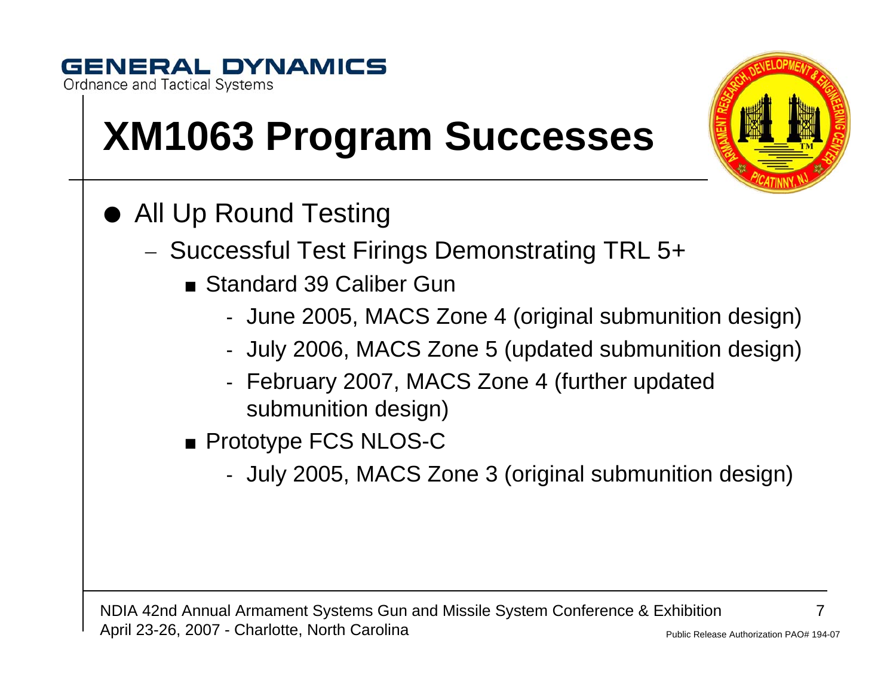# XM1063 Program Successes

- All Up Round Testing
  - Successful Test Firings Demonstrating TRL 5+
    - Standard 39 Caliber Gun
      - June 2005, MACS Zone 4 (original submunition design)
      - July 2006, MACS Zone 5 (updated submunition design)
      - February 2007, MACS Zone 4 (further updated submunition design)
    - Prototype FCS NLOS-C
      - July 2005, MACS Zone 3 (original submunition design)

Public Release Authorization PAO# 194-07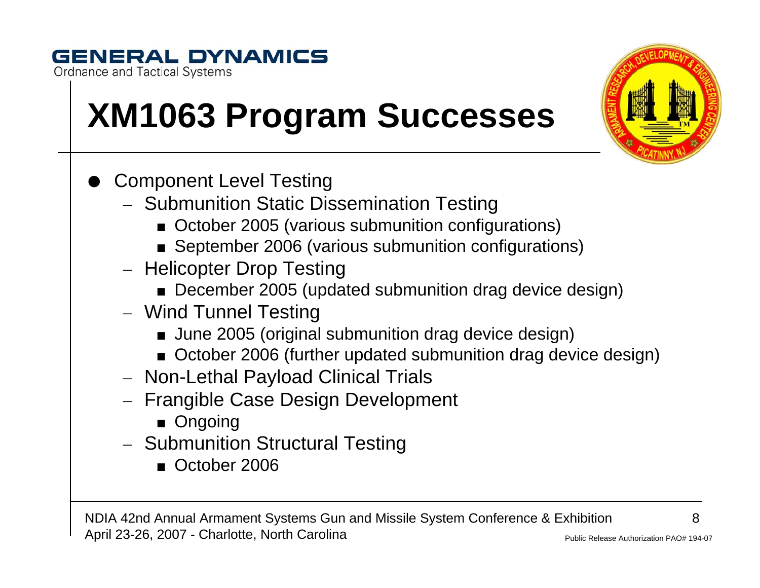# XM1063 Program Successes

- Component Level Testing
  - Submunition Static Dissemination Testing
    - October 2005 (various submunition configurations)
    - September 2006 (various submunition configurations)
  - Helicopter Drop Testing
    - December 2005 (updated submunition drag device design)
  - Wind Tunnel Testing
    - June 2005 (original submunition drag device design)
    - October 2006 (further updated submunition drag device design)
  - Non-Lethal Payload Clinical Trials
  - Frangible Case Design Development
    - Ongoing
  - Submunition Structural Testing
    - October 2006

Public Release Authorization PAO# 194-07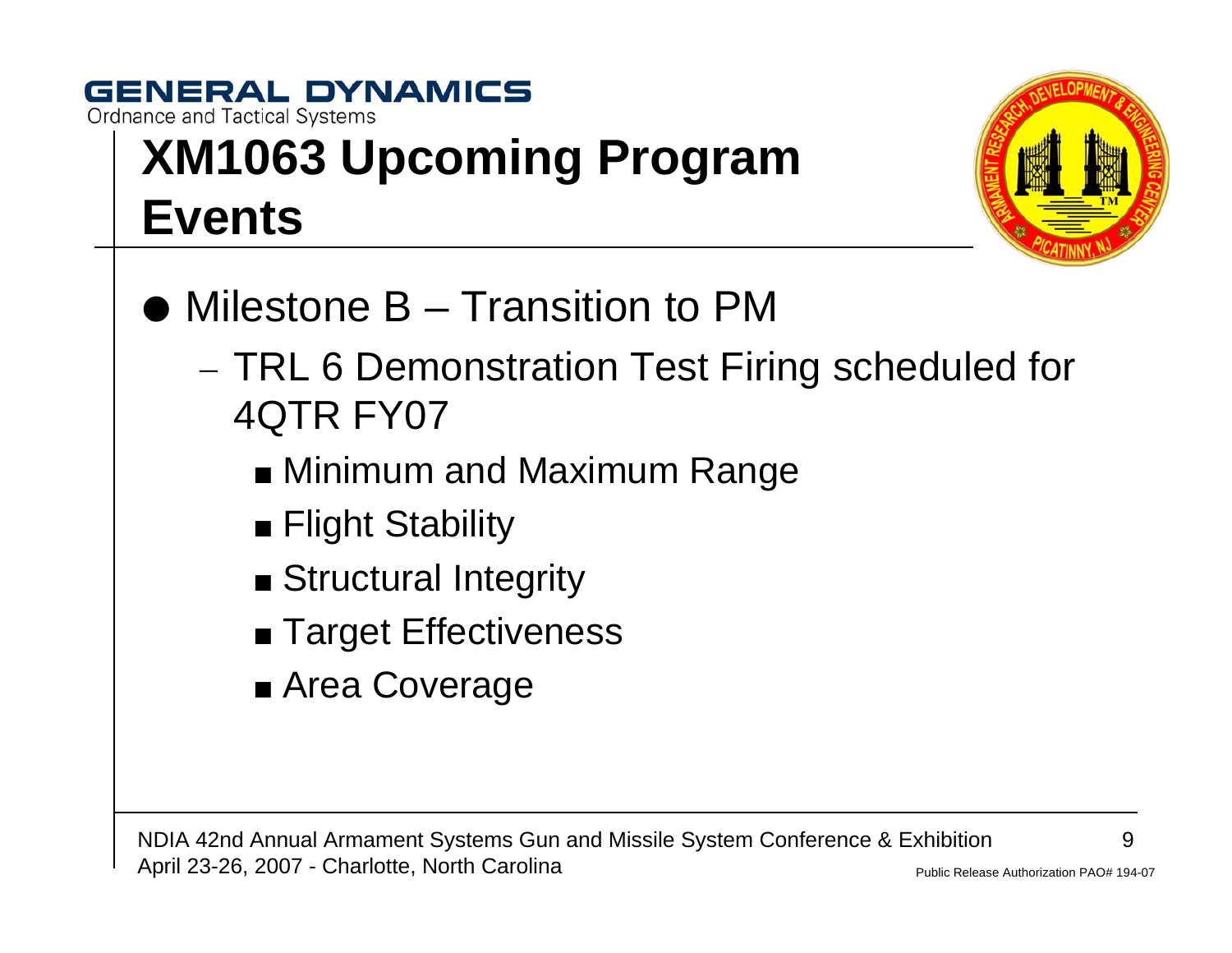# XM1063 Upcoming Program Events

- Milestone B – Transition to PM
  - TRL 6 Demonstration Test Firing scheduled for 4QTR FY07
    - Minimum and Maximum Range
    - Flight Stability
    - Structural Integrity
    - Target Effectiveness
    - Area Coverage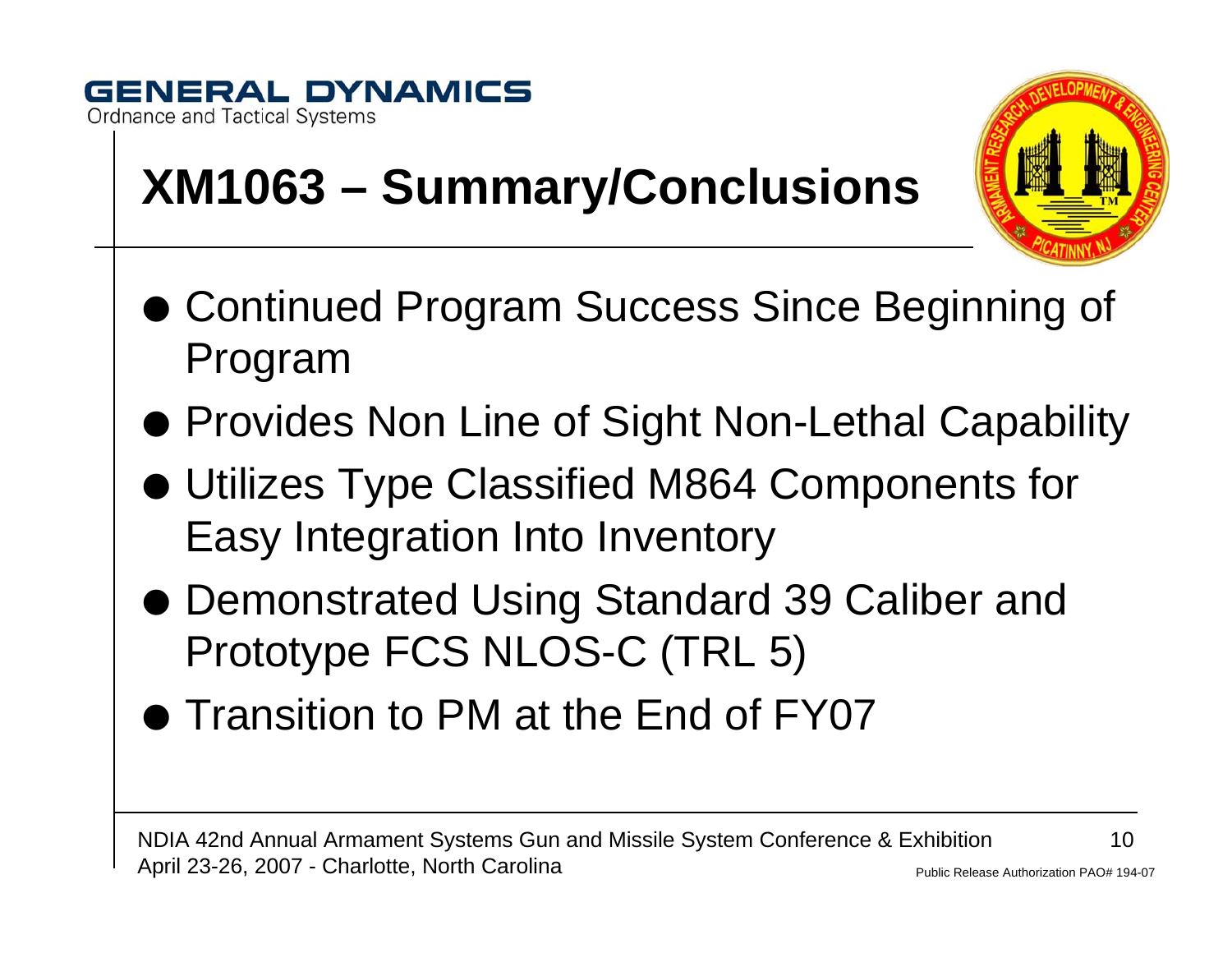# XM1063 – Summary/Conclusions

- Continued Program Success Since Beginning of Program
- Provides Non Line of Sight Non-Lethal Capability
- Utilizes Type Classified M864 Components for Easy Integration Into Inventory
- Demonstrated Using Standard 39 Caliber and Prototype FCS NLOS-C (TRL 5)
- Transition to PM at the End of FY07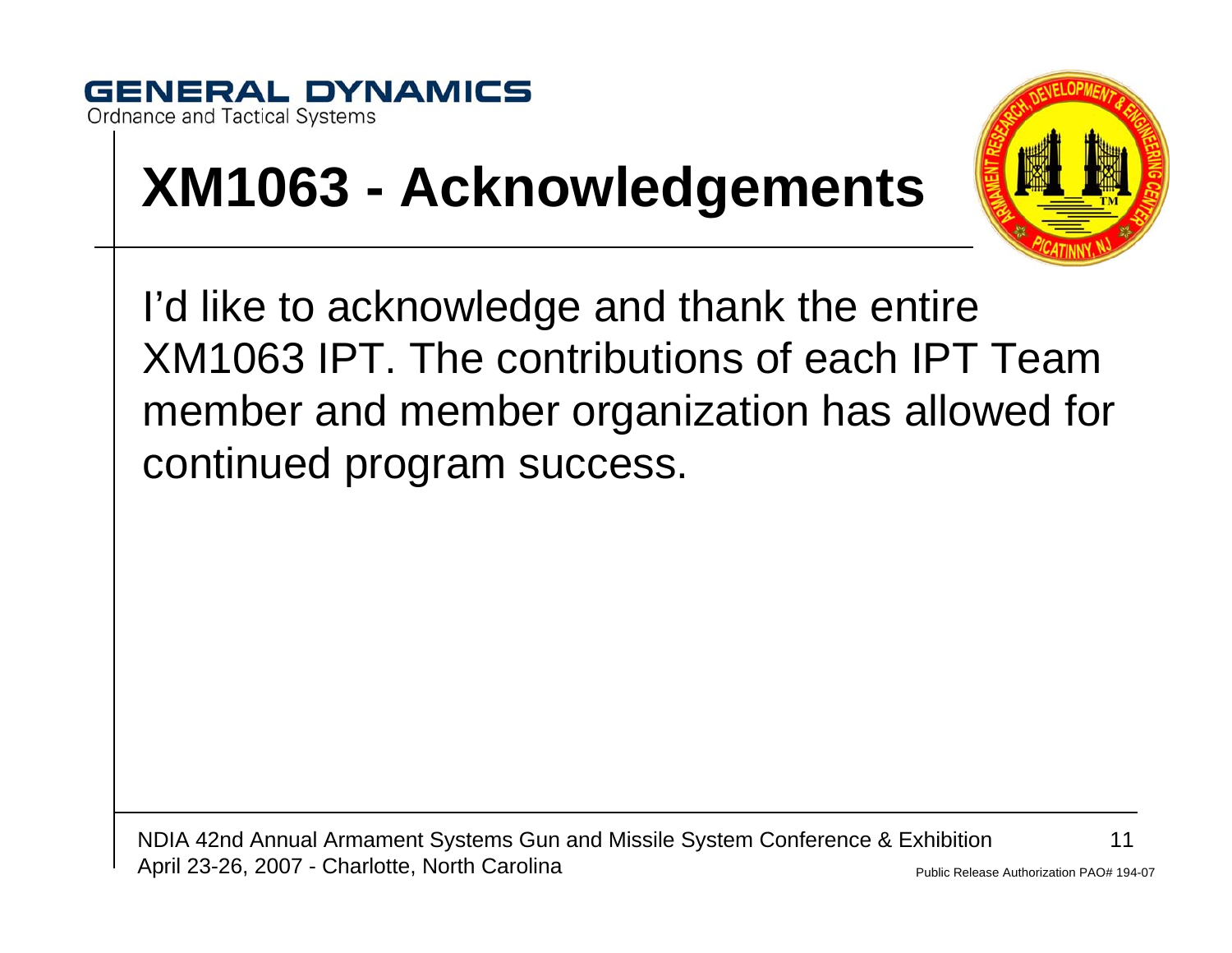GENERAL DYNAMICS
Ordnance and Tactical Systems

# XM1063 - Acknowledgements

I'd like to acknowledge and thank the entire XM1063 IPT. The contributions of each IPT Team member and member organization has allowed for continued program success.

Public Release Authorization PAO# 194-07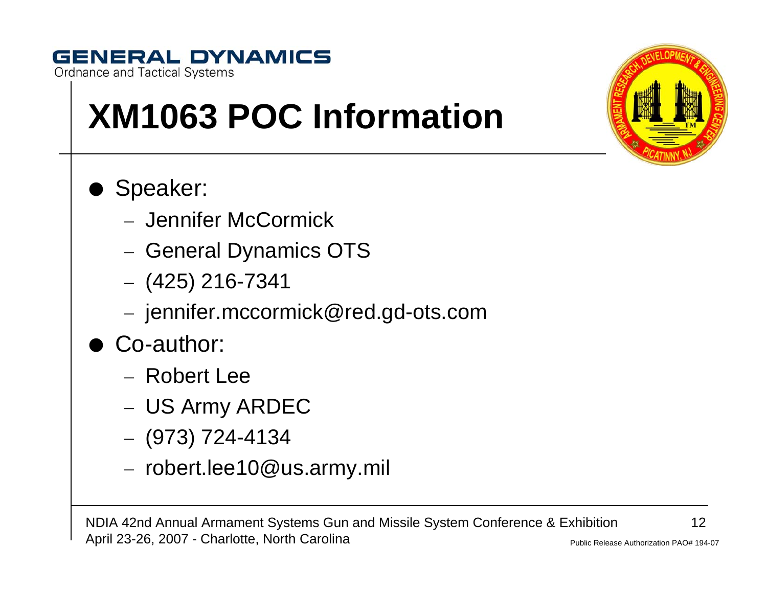GENERAL DYNAMICS
Ordnance and Tactical Systems

# XM1063 POC Information

- Speaker:
  - Jennifer McCormick
  - General Dynamics OTS
  - (425) 216-7341
  - jennifer.mccormick@red.gd-ots.com
- Co-author:
  - Robert Lee
  - US Army ARDEC
  - (973) 724-4134
  - robert.lee10@us.army.mil

Public Release Authorization PAO# 194-07